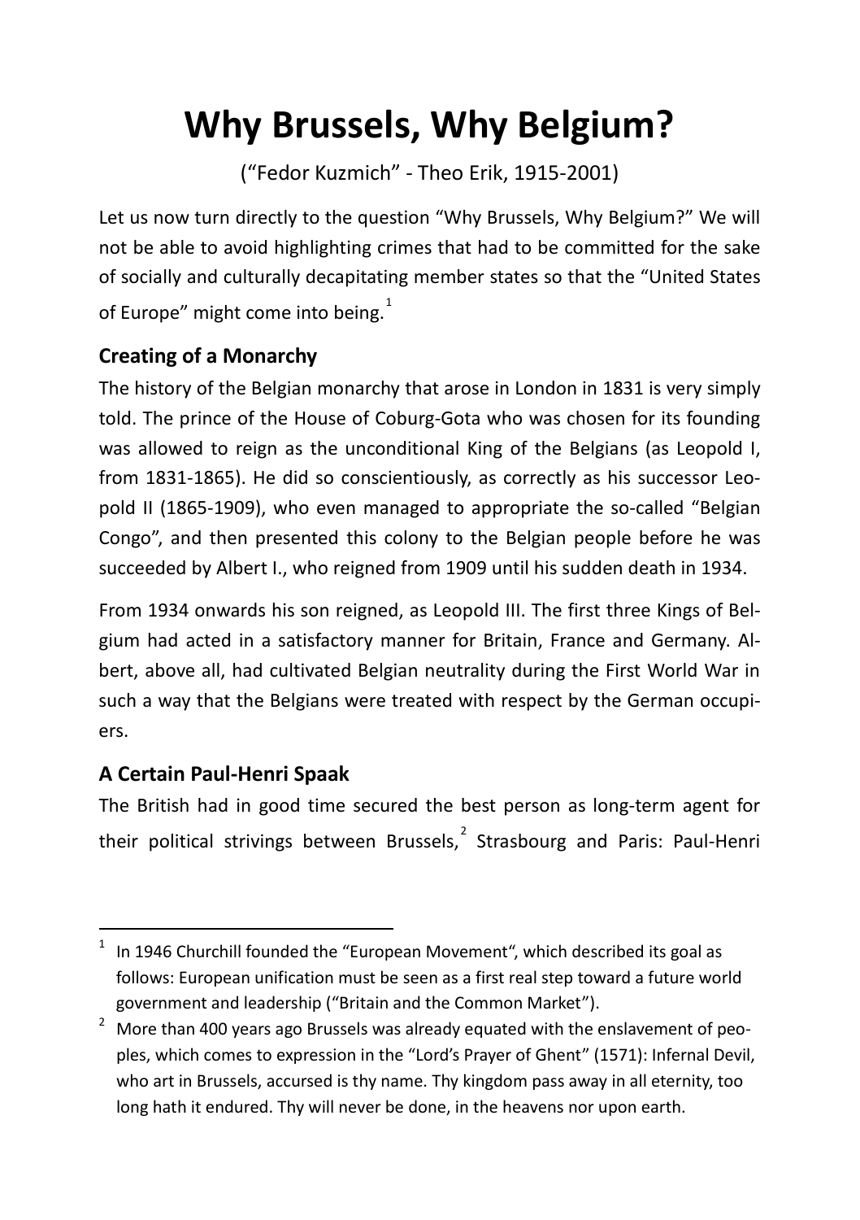# Why Brussels, Why Belgium?

("Fedor Kuzmich" - Theo Erik, 1915-2001)

Let us now turn directly to the question "Why Brussels, Why Belgium?" We will not be able to avoid highlighting crimes that had to be committed for the sake of socially and culturally decapitating member states so that the "United States of Europe" might come into being.[1]

## Creating of a Monarchy

The history of the Belgian monarchy that arose in London in 1831 is very simply told. The prince of the House of Coburg-Gota who was chosen for its founding was allowed to reign as the unconditional King of the Belgians (as Leopold I, from 1831-1865). He did so conscientiously, as correctly as his successor Leopold II (1865-1909), who even managed to appropriate the so-called "Belgian Congo", and then presented this colony to the Belgian people before he was succeeded by Albert I., who reigned from 1909 until his sudden death in 1934.

From 1934 onwards his son reigned, as Leopold III. The first three Kings of Belgium had acted in a satisfactory manner for Britain, France and Germany. Albert, above all, had cultivated Belgian neutrality during the First World War in such a way that the Belgians were treated with respect by the German occupiers.

## A Certain Paul-Henri Spaak

The British had in good time secured the best person as long-term agent for their political strivings between Brussels,[2] Strasbourg and Paris: Paul-Henri

---

[1] In 1946 Churchill founded the "European Movement", which described its goal as follows: European unification must be seen as a first real step toward a future world government and leadership ("Britain and the Common Market").

[2] More than 400 years ago Brussels was already equated with the enslavement of peoples, which comes to expression in the "Lord's Prayer of Ghent" (1571): Infernal Devil, who art in Brussels, accursed is thy name. Thy kingdom pass away in all eternity, too long hath it endured. Thy will never be done, in the heavens nor upon earth.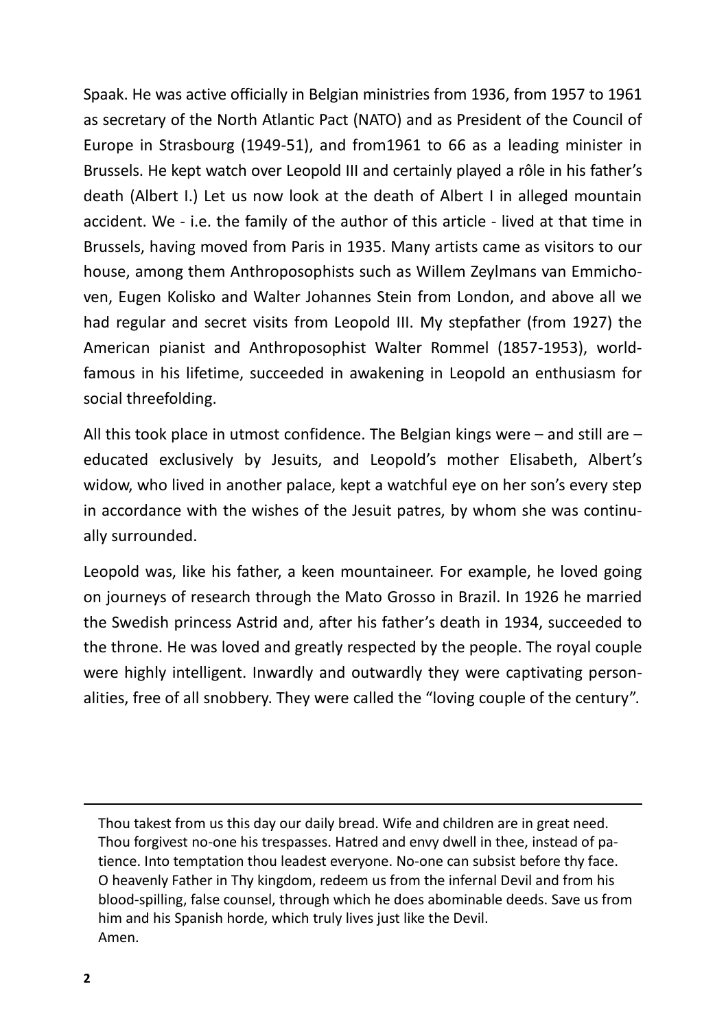Spaak. He was active officially in Belgian ministries from 1936, from 1957 to 1961 as secretary of the North Atlantic Pact (NATO) and as President of the Council of Europe in Strasbourg (1949-51), and from1961 to 66 as a leading minister in Brussels. He kept watch over Leopold III and certainly played a rôle in his father's death (Albert I.) Let us now look at the death of Albert I in alleged mountain accident. We - i.e. the family of the author of this article - lived at that time in Brussels, having moved from Paris in 1935. Many artists came as visitors to our house, among them Anthroposophists such as Willem Zeylmans van Emmichoven, Eugen Kolisko and Walter Johannes Stein from London, and above all we had regular and secret visits from Leopold III. My stepfather (from 1927) the American pianist and Anthroposophist Walter Rommel (1857-1953), world-famous in his lifetime, succeeded in awakening in Leopold an enthusiasm for social threefolding.

All this took place in utmost confidence. The Belgian kings were – and still are – educated exclusively by Jesuits, and Leopold's mother Elisabeth, Albert's widow, who lived in another palace, kept a watchful eye on her son's every step in accordance with the wishes of the Jesuit patres, by whom she was continually surrounded.

Leopold was, like his father, a keen mountaineer. For example, he loved going on journeys of research through the Mato Grosso in Brazil. In 1926 he married the Swedish princess Astrid and, after his father's death in 1934, succeeded to the throne. He was loved and greatly respected by the people. The royal couple were highly intelligent. Inwardly and outwardly they were captivating personalities, free of all snobbery. They were called the "loving couple of the century".

---

Thou takest from us this day our daily bread. Wife and children are in great need. Thou forgivest no-one his trespasses. Hatred and envy dwell in thee, instead of patience. Into temptation thou leadest everyone. No-one can subsist before thy face. O heavenly Father in Thy kingdom, redeem us from the infernal Devil and from his blood-spilling, false counsel, through which he does abominable deeds. Save us from him and his Spanish horde, which truly lives just like the Devil.
Amen.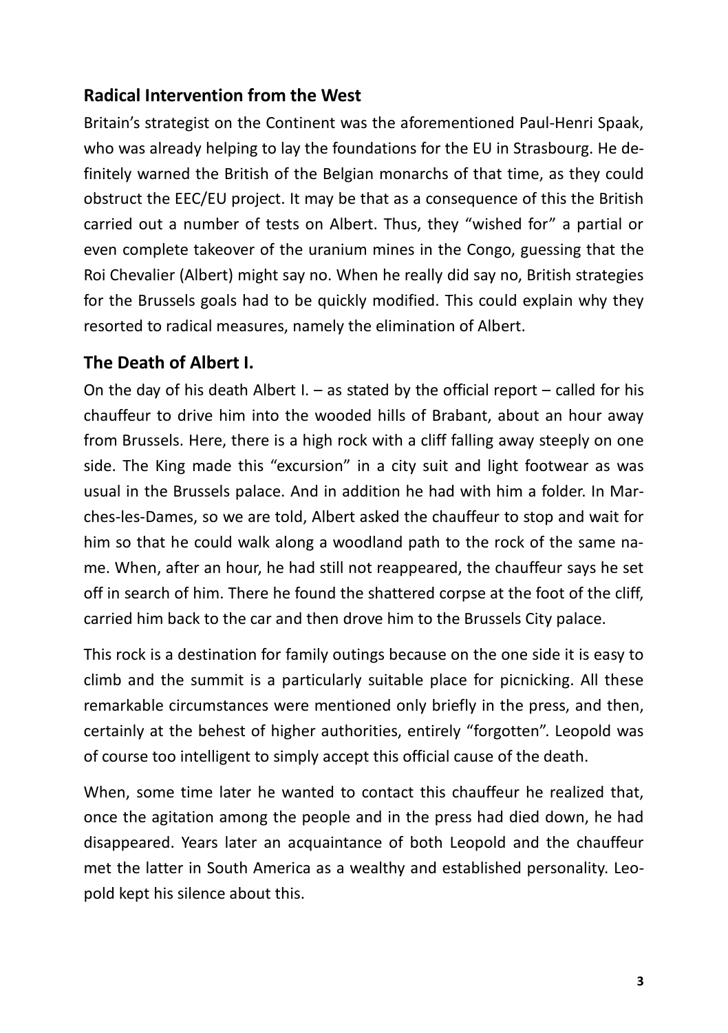## Radical Intervention from the West

Britain's strategist on the Continent was the aforementioned Paul-Henri Spaak, who was already helping to lay the foundations for the EU in Strasbourg. He definitely warned the British of the Belgian monarchs of that time, as they could obstruct the EEC/EU project. It may be that as a consequence of this the British carried out a number of tests on Albert. Thus, they "wished for" a partial or even complete takeover of the uranium mines in the Congo, guessing that the Roi Chevalier (Albert) might say no. When he really did say no, British strategies for the Brussels goals had to be quickly modified. This could explain why they resorted to radical measures, namely the elimination of Albert.

## The Death of Albert I.

On the day of his death Albert I. – as stated by the official report – called for his chauffeur to drive him into the wooded hills of Brabant, about an hour away from Brussels. Here, there is a high rock with a cliff falling away steeply on one side. The King made this "excursion" in a city suit and light footwear as was usual in the Brussels palace. And in addition he had with him a folder. In Marches-les-Dames, so we are told, Albert asked the chauffeur to stop and wait for him so that he could walk along a woodland path to the rock of the same name. When, after an hour, he had still not reappeared, the chauffeur says he set off in search of him. There he found the shattered corpse at the foot of the cliff, carried him back to the car and then drove him to the Brussels City palace.

This rock is a destination for family outings because on the one side it is easy to climb and the summit is a particularly suitable place for picnicking. All these remarkable circumstances were mentioned only briefly in the press, and then, certainly at the behest of higher authorities, entirely "forgotten". Leopold was of course too intelligent to simply accept this official cause of the death.

When, some time later he wanted to contact this chauffeur he realized that, once the agitation among the people and in the press had died down, he had disappeared. Years later an acquaintance of both Leopold and the chauffeur met the latter in South America as a wealthy and established personality. Leopold kept his silence about this.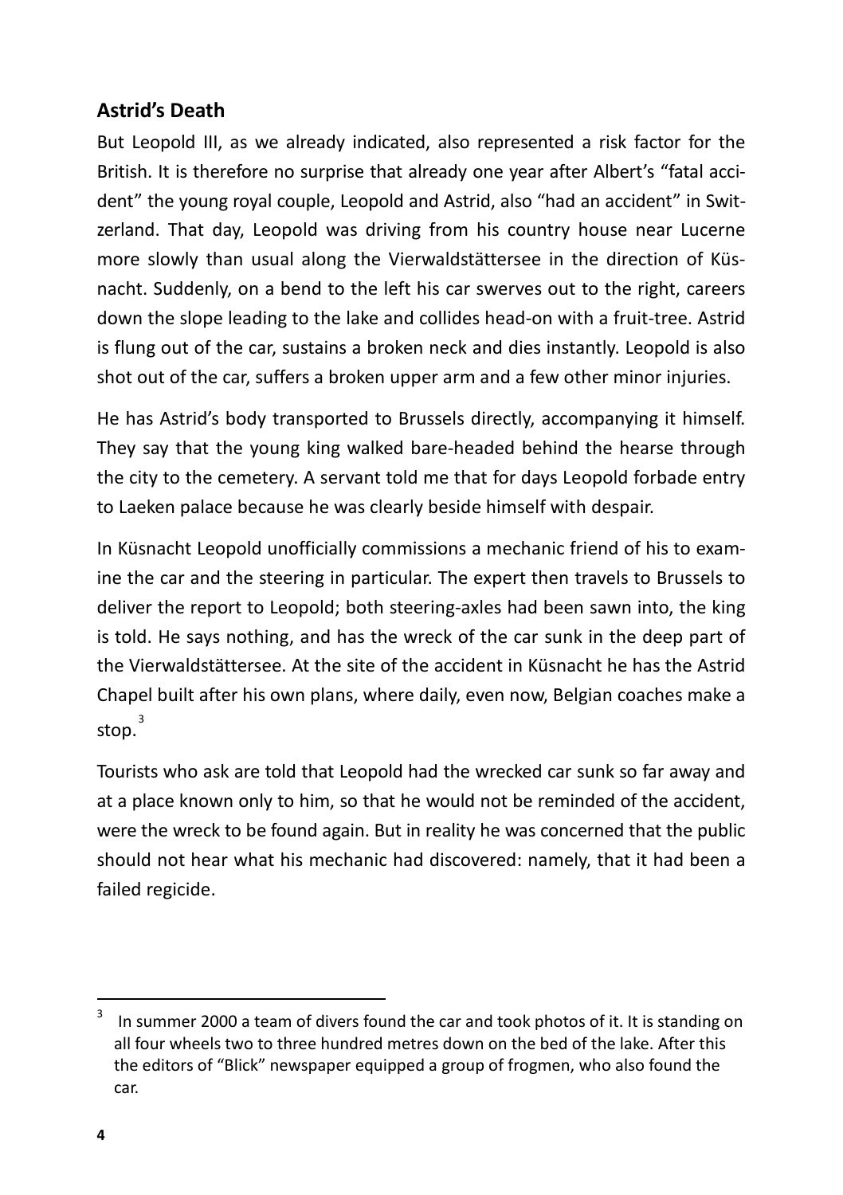## Astrid's Death

But Leopold III, as we already indicated, also represented a risk factor for the British. It is therefore no surprise that already one year after Albert's "fatal accident" the young royal couple, Leopold and Astrid, also "had an accident" in Switzerland. That day, Leopold was driving from his country house near Lucerne more slowly than usual along the Vierwaldstättersee in the direction of Küsnacht. Suddenly, on a bend to the left his car swerves out to the right, careers down the slope leading to the lake and collides head-on with a fruit-tree. Astrid is flung out of the car, sustains a broken neck and dies instantly. Leopold is also shot out of the car, suffers a broken upper arm and a few other minor injuries.

He has Astrid's body transported to Brussels directly, accompanying it himself. They say that the young king walked bare-headed behind the hearse through the city to the cemetery. A servant told me that for days Leopold forbade entry to Laeken palace because he was clearly beside himself with despair.

In Küsnacht Leopold unofficially commissions a mechanic friend of his to examine the car and the steering in particular. The expert then travels to Brussels to deliver the report to Leopold; both steering-axles had been sawn into, the king is told. He says nothing, and has the wreck of the car sunk in the deep part of the Vierwaldstättersee. At the site of the accident in Küsnacht he has the Astrid Chapel built after his own plans, where daily, even now, Belgian coaches make a stop.[3]

Tourists who ask are told that Leopold had the wrecked car sunk so far away and at a place known only to him, so that he would not be reminded of the accident, were the wreck to be found again. But in reality he was concerned that the public should not hear what his mechanic had discovered: namely, that it had been a failed regicide.

---

[3] In summer 2000 a team of divers found the car and took photos of it. It is standing on all four wheels two to three hundred metres down on the bed of the lake. After this the editors of "Blick" newspaper equipped a group of frogmen, who also found the car.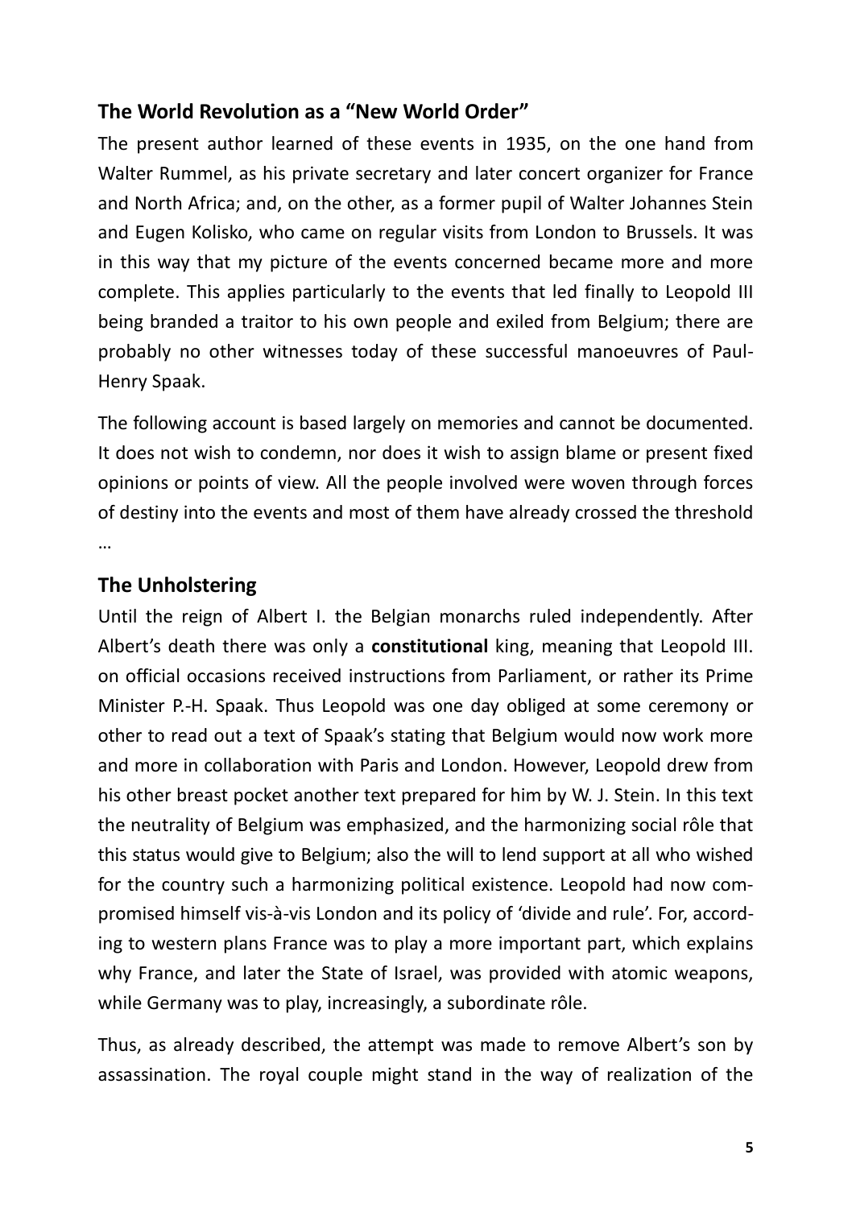## The World Revolution as a "New World Order"

The present author learned of these events in 1935, on the one hand from Walter Rummel, as his private secretary and later concert organizer for France and North Africa; and, on the other, as a former pupil of Walter Johannes Stein and Eugen Kolisko, who came on regular visits from London to Brussels. It was in this way that my picture of the events concerned became more and more complete. This applies particularly to the events that led finally to Leopold III being branded a traitor to his own people and exiled from Belgium; there are probably no other witnesses today of these successful manoeuvres of Paul-Henry Spaak.

The following account is based largely on memories and cannot be documented. It does not wish to condemn, nor does it wish to assign blame or present fixed opinions or points of view. All the people involved were woven through forces of destiny into the events and most of them have already crossed the threshold …

## The Unholstering

Until the reign of Albert I. the Belgian monarchs ruled independently. After Albert's death there was only a **constitutional** king, meaning that Leopold III. on official occasions received instructions from Parliament, or rather its Prime Minister P.-H. Spaak. Thus Leopold was one day obliged at some ceremony or other to read out a text of Spaak's stating that Belgium would now work more and more in collaboration with Paris and London. However, Leopold drew from his other breast pocket another text prepared for him by W. J. Stein. In this text the neutrality of Belgium was emphasized, and the harmonizing social rôle that this status would give to Belgium; also the will to lend support at all who wished for the country such a harmonizing political existence. Leopold had now compromised himself vis-à-vis London and its policy of 'divide and rule'. For, according to western plans France was to play a more important part, which explains why France, and later the State of Israel, was provided with atomic weapons, while Germany was to play, increasingly, a subordinate rôle.

Thus, as already described, the attempt was made to remove Albert's son by assassination. The royal couple might stand in the way of realization of the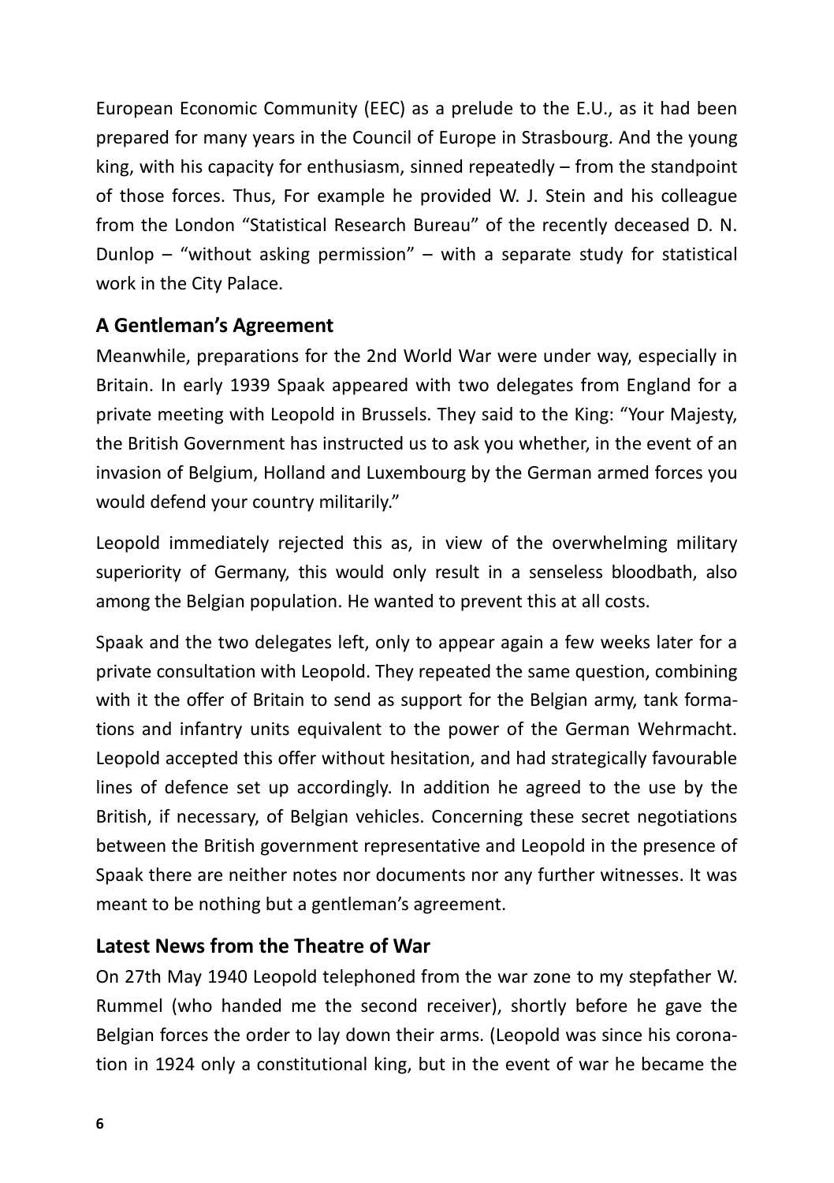European Economic Community (EEC) as a prelude to the E.U., as it had been prepared for many years in the Council of Europe in Strasbourg. And the young king, with his capacity for enthusiasm, sinned repeatedly – from the standpoint of those forces. Thus, For example he provided W. J. Stein and his colleague from the London "Statistical Research Bureau" of the recently deceased D. N. Dunlop – "without asking permission" – with a separate study for statistical work in the City Palace.

## A Gentleman's Agreement

Meanwhile, preparations for the 2nd World War were under way, especially in Britain. In early 1939 Spaak appeared with two delegates from England for a private meeting with Leopold in Brussels. They said to the King: "Your Majesty, the British Government has instructed us to ask you whether, in the event of an invasion of Belgium, Holland and Luxembourg by the German armed forces you would defend your country militarily."

Leopold immediately rejected this as, in view of the overwhelming military superiority of Germany, this would only result in a senseless bloodbath, also among the Belgian population. He wanted to prevent this at all costs.

Spaak and the two delegates left, only to appear again a few weeks later for a private consultation with Leopold. They repeated the same question, combining with it the offer of Britain to send as support for the Belgian army, tank formations and infantry units equivalent to the power of the German Wehrmacht. Leopold accepted this offer without hesitation, and had strategically favourable lines of defence set up accordingly. In addition he agreed to the use by the British, if necessary, of Belgian vehicles. Concerning these secret negotiations between the British government representative and Leopold in the presence of Spaak there are neither notes nor documents nor any further witnesses. It was meant to be nothing but a gentleman's agreement.

## Latest News from the Theatre of War

On 27th May 1940 Leopold telephoned from the war zone to my stepfather W. Rummel (who handed me the second receiver), shortly before he gave the Belgian forces the order to lay down their arms. (Leopold was since his coronation in 1924 only a constitutional king, but in the event of war he became the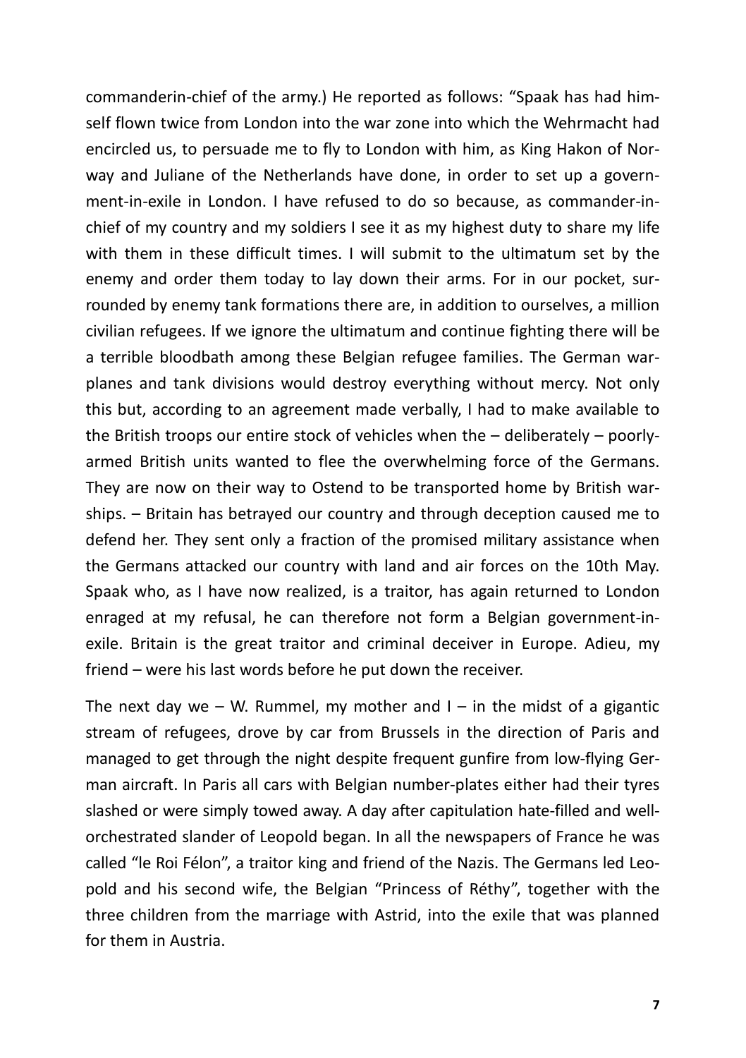commanderin-chief of the army.) He reported as follows: "Spaak has had himself flown twice from London into the war zone into which the Wehrmacht had encircled us, to persuade me to fly to London with him, as King Hakon of Norway and Juliane of the Netherlands have done, in order to set up a government-in-exile in London. I have refused to do so because, as commander-in-chief of my country and my soldiers I see it as my highest duty to share my life with them in these difficult times. I will submit to the ultimatum set by the enemy and order them today to lay down their arms. For in our pocket, surrounded by enemy tank formations there are, in addition to ourselves, a million civilian refugees. If we ignore the ultimatum and continue fighting there will be a terrible bloodbath among these Belgian refugee families. The German warplanes and tank divisions would destroy everything without mercy. Not only this but, according to an agreement made verbally, I had to make available to the British troops our entire stock of vehicles when the – deliberately – poorly-armed British units wanted to flee the overwhelming force of the Germans. They are now on their way to Ostend to be transported home by British warships. – Britain has betrayed our country and through deception caused me to defend her. They sent only a fraction of the promised military assistance when the Germans attacked our country with land and air forces on the 10th May. Spaak who, as I have now realized, is a traitor, has again returned to London enraged at my refusal, he can therefore not form a Belgian government-in-exile. Britain is the great traitor and criminal deceiver in Europe. Adieu, my friend – were his last words before he put down the receiver.

The next day we – W. Rummel, my mother and I – in the midst of a gigantic stream of refugees, drove by car from Brussels in the direction of Paris and managed to get through the night despite frequent gunfire from low-flying German aircraft. In Paris all cars with Belgian number-plates either had their tyres slashed or were simply towed away. A day after capitulation hate-filled and well-orchestrated slander of Leopold began. In all the newspapers of France he was called "le Roi Félon", a traitor king and friend of the Nazis. The Germans led Leopold and his second wife, the Belgian "Princess of Réthy", together with the three children from the marriage with Astrid, into the exile that was planned for them in Austria.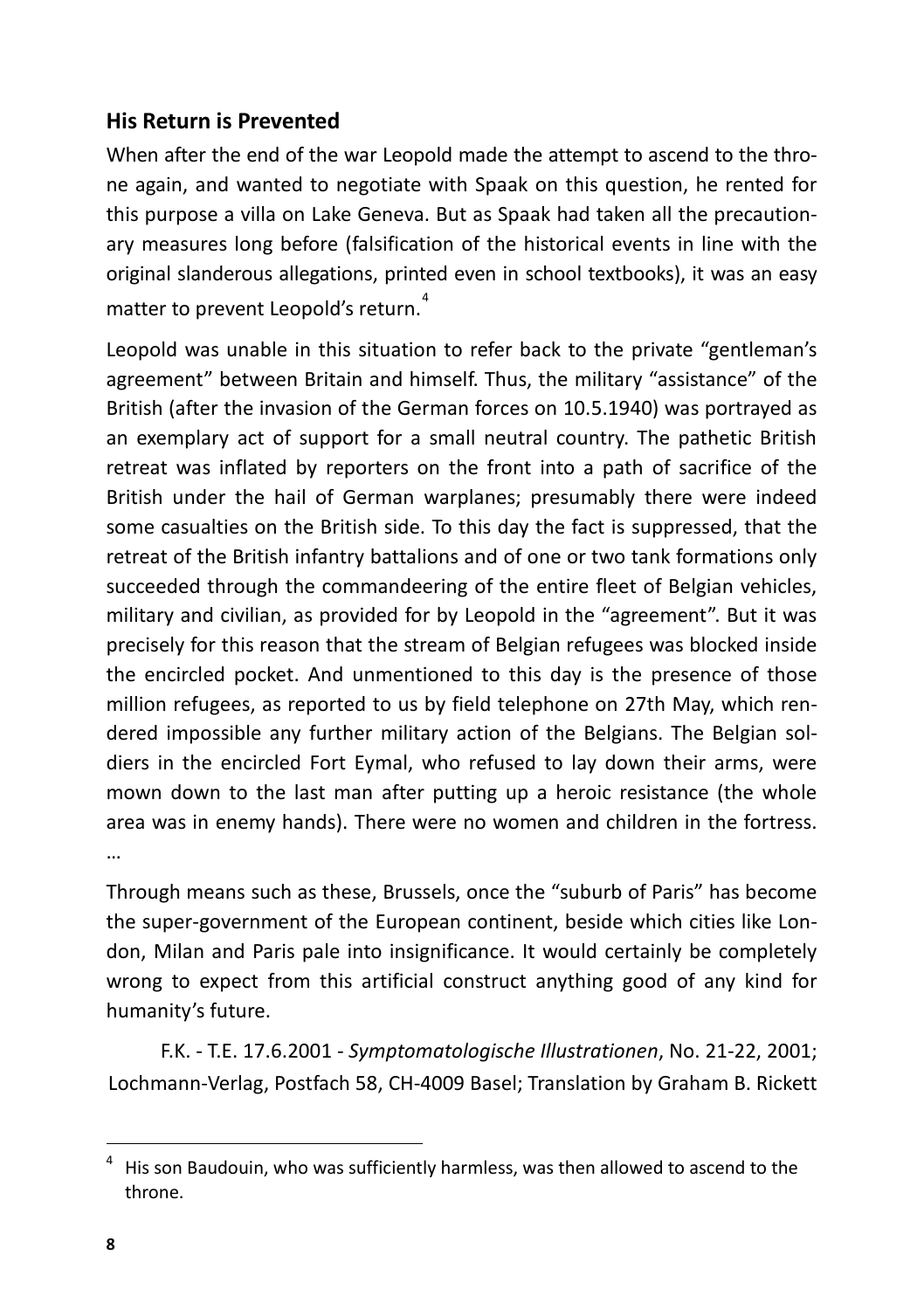## His Return is Prevented

When after the end of the war Leopold made the attempt to ascend to the throne again, and wanted to negotiate with Spaak on this question, he rented for this purpose a villa on Lake Geneva. But as Spaak had taken all the precautionary measures long before (falsification of the historical events in line with the original slanderous allegations, printed even in school textbooks), it was an easy matter to prevent Leopold's return.[4]

Leopold was unable in this situation to refer back to the private "gentleman's agreement" between Britain and himself. Thus, the military "assistance" of the British (after the invasion of the German forces on 10.5.1940) was portrayed as an exemplary act of support for a small neutral country. The pathetic British retreat was inflated by reporters on the front into a path of sacrifice of the British under the hail of German warplanes; presumably there were indeed some casualties on the British side. To this day the fact is suppressed, that the retreat of the British infantry battalions and of one or two tank formations only succeeded through the commandeering of the entire fleet of Belgian vehicles, military and civilian, as provided for by Leopold in the "agreement". But it was precisely for this reason that the stream of Belgian refugees was blocked inside the encircled pocket. And unmentioned to this day is the presence of those million refugees, as reported to us by field telephone on 27th May, which rendered impossible any further military action of the Belgians. The Belgian soldiers in the encircled Fort Eymal, who refused to lay down their arms, were mown down to the last man after putting up a heroic resistance (the whole area was in enemy hands). There were no women and children in the fortress. …

Through means such as these, Brussels, once the "suburb of Paris" has become the super-government of the European continent, beside which cities like London, Milan and Paris pale into insignificance. It would certainly be completely wrong to expect from this artificial construct anything good of any kind for humanity's future.

F.K. - T.E. 17.6.2001 - *Symptomatologische Illustrationen*, No. 21-22, 2001; Lochmann-Verlag, Postfach 58, CH-4009 Basel; Translation by Graham B. Rickett

---

[4] His son Baudouin, who was sufficiently harmless, was then allowed to ascend to the throne.